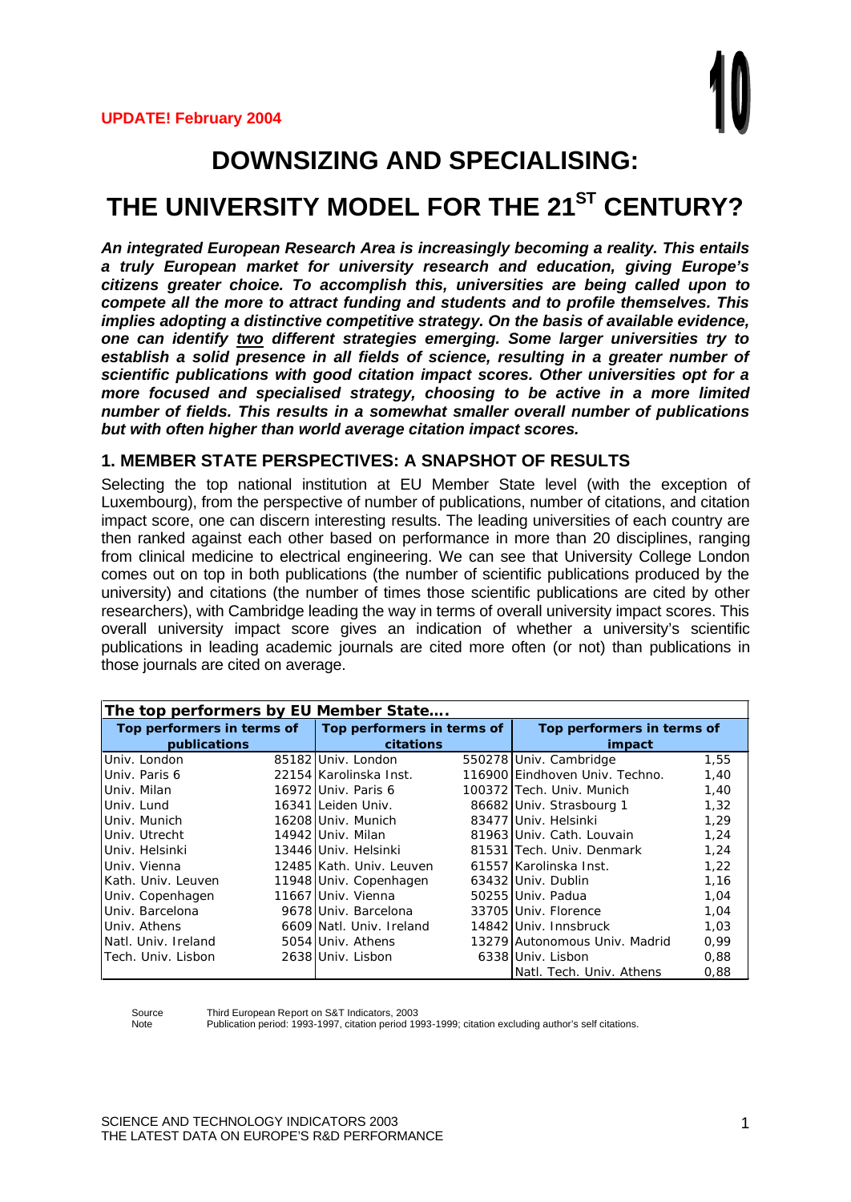**UPDATE! February 2004**

10

# DOWNSIZING AND SPECIALISING:

# THE UNIVERSITY MODEL FOR THE 21ST CENTURY?

***An integrated European Research Area is increasingly becoming a reality. This entails a truly European market for university research and education, giving Europe's citizens greater choice. To accomplish this, universities are being called upon to compete all the more to attract funding and students and to profile themselves. This implies adopting a distinctive competitive strategy. On the basis of available evidence, one can identify two different strategies emerging. Some larger universities try to establish a solid presence in all fields of science, resulting in a greater number of scientific publications with good citation impact scores. Other universities opt for a more focused and specialised strategy, choosing to be active in a more limited number of fields. This results in a somewhat smaller overall number of publications but with often higher than world average citation impact scores.***

## 1. MEMBER STATE PERSPECTIVES: A SNAPSHOT OF RESULTS

Selecting the top national institution at EU Member State level (with the exception of Luxembourg), from the perspective of number of publications, number of citations, and citation impact score, one can discern interesting results. The leading universities of each country are then ranked against each other based on performance in more than 20 disciplines, ranging from clinical medicine to electrical engineering. We can see that University College London comes out on top in both publications (the number of scientific publications produced by the university) and citations (the number of times those scientific publications are cited by other researchers), with Cambridge leading the way in terms of overall university impact scores. This overall university impact score gives an indication of whether a university's scientific publications in leading academic journals are cited more often (or not) than publications in those journals are cited on average.

**The top performers by EU Member State....**

| Top performers in terms of publications | | Top performers in terms of citations | | Top performers in terms of impact | |
|---|---|---|---|---|---|
| Univ. London | 85182 | Univ. London | 550278 | Univ. Cambridge | 1,55 |
| Univ. Paris 6 | 22154 | Karolinska Inst. | 116900 | Eindhoven Univ. Techno. | 1,40 |
| Univ. Milan | 16972 | Univ. Paris 6 | 100372 | Tech. Univ. Munich | 1,40 |
| Univ. Lund | 16341 | Leiden Univ. | 86682 | Univ. Strasbourg 1 | 1,32 |
| Univ. Munich | 16208 | Univ. Munich | 83477 | Univ. Helsinki | 1,29 |
| Univ. Utrecht | 14942 | Univ. Milan | 81963 | Univ. Cath. Louvain | 1,24 |
| Univ. Helsinki | 13446 | Univ. Helsinki | 81531 | Tech. Univ. Denmark | 1,24 |
| Univ. Vienna | 12485 | Kath. Univ. Leuven | 61557 | Karolinska Inst. | 1,22 |
| Kath. Univ. Leuven | 11948 | Univ. Copenhagen | 63432 | Univ. Dublin | 1,16 |
| Univ. Copenhagen | 11667 | Univ. Vienna | 50255 | Univ. Padua | 1,04 |
| Univ. Barcelona | 9678 | Univ. Barcelona | 33705 | Univ. Florence | 1,04 |
| Univ. Athens | 6609 | Natl. Univ. Ireland | 14842 | Univ. Innsbruck | 1,03 |
| Natl. Univ. Ireland | 5054 | Univ. Athens | 13279 | Autonomous Univ. Madrid | 0,99 |
| Tech. Univ. Lisbon | 2638 | Univ. Lisbon | 6338 | Univ. Lisbon | 0,88 |
| | | | | Natl. Tech. Univ. Athens | 0,88 |

Source Third European Report on S&T Indicators, 2003
Note Publication period: 1993-1997, citation period 1993-1999; citation excluding author's self citations.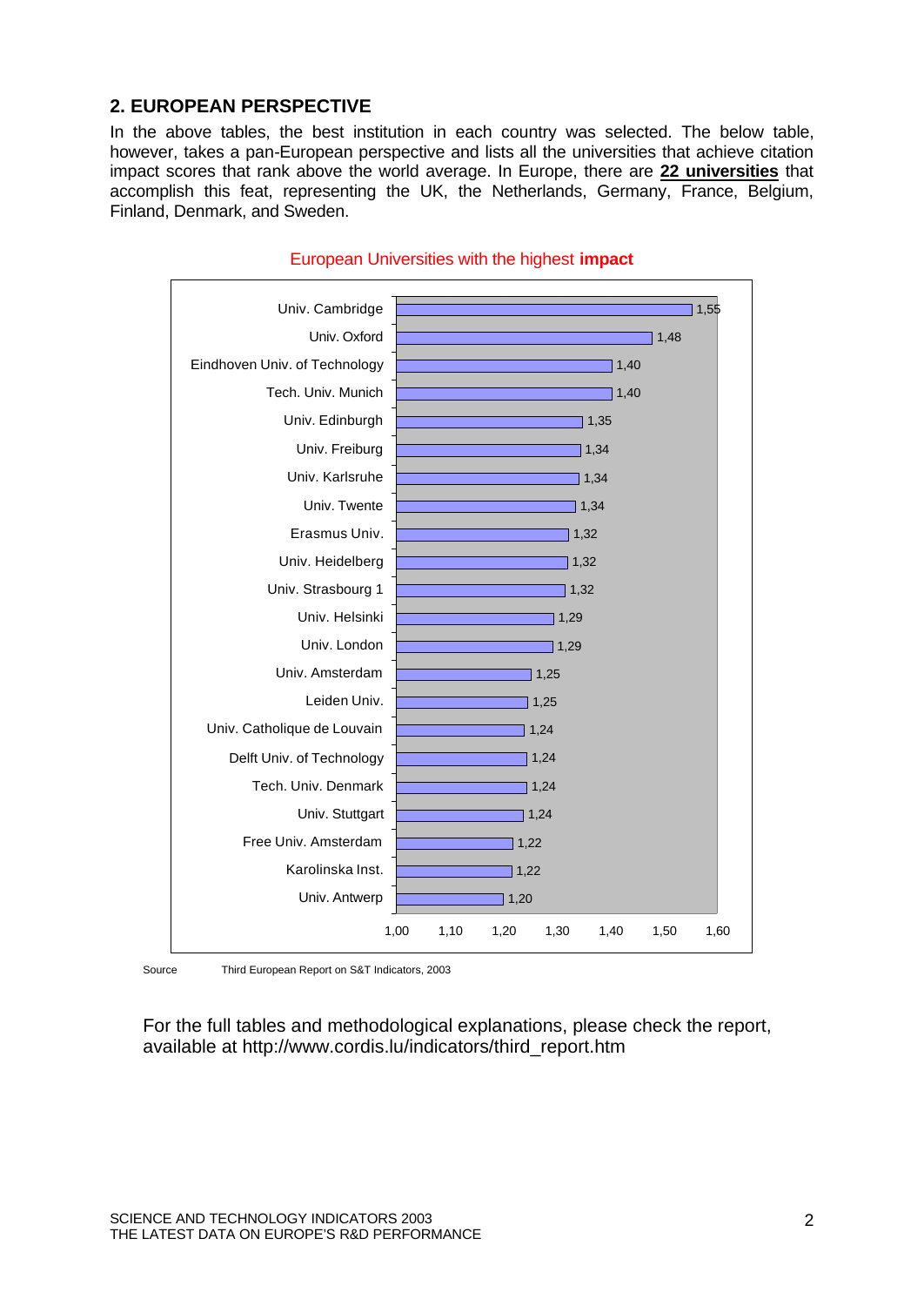## 2. EUROPEAN PERSPECTIVE

In the above tables, the best institution in each country was selected. The below table, however, takes a pan-European perspective and lists all the universities that achieve citation impact scores that rank above the world average. In Europe, there are **22 universities** that accomplish this feat, representing the UK, the Netherlands, Germany, France, Belgium, Finland, Denmark, and Sweden.

European Universities with the highest **impact**

Univ. Cambridge 1,55
Univ. Oxford 1,48
Eindhoven Univ. of Technology 1,40
Tech. Univ. Munich 1,40
Univ. Edinburgh 1,35
Univ. Freiburg 1,34
Univ. Karlsruhe 1,34
Univ. Twente 1,34
Erasmus Univ. 1,32
Univ. Heidelberg 1,32
Univ. Strasbourg 1 1,32
Univ. Helsinki 1,29
Univ. London 1,29
Univ. Amsterdam 1,25
Leiden Univ. 1,25
Univ. Catholique de Louvain 1,24
Delft Univ. of Technology 1,24
Tech. Univ. Denmark 1,24
Univ. Stuttgart 1,24
Free Univ. Amsterdam 1,22
Karolinska Inst. 1,22
Univ. Antwerp 1,20

1,00 1,10 1,20 1,30 1,40 1,50 1,60

Source Third European Report on S&T Indicators, 2003

For the full tables and methodological explanations, please check the report, available at http://www.cordis.lu/indicators/third_report.htm